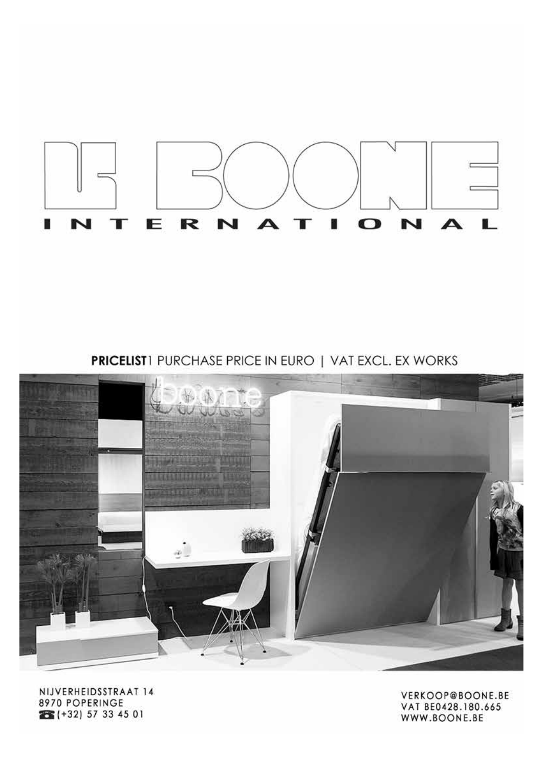# BOONE

INTERNATIONAL

**PRICELIST** | PURCHASE PRICE IN EURO | VAT EXCL. EX WORKS

NIJVERHEIDSSTRAAT 14
8970 POPERINGE
☎ (+32) 57 33 45 01

VERKOOP@BOONE.BE
VAT BE0428.180.665
WWW.BOONE.BE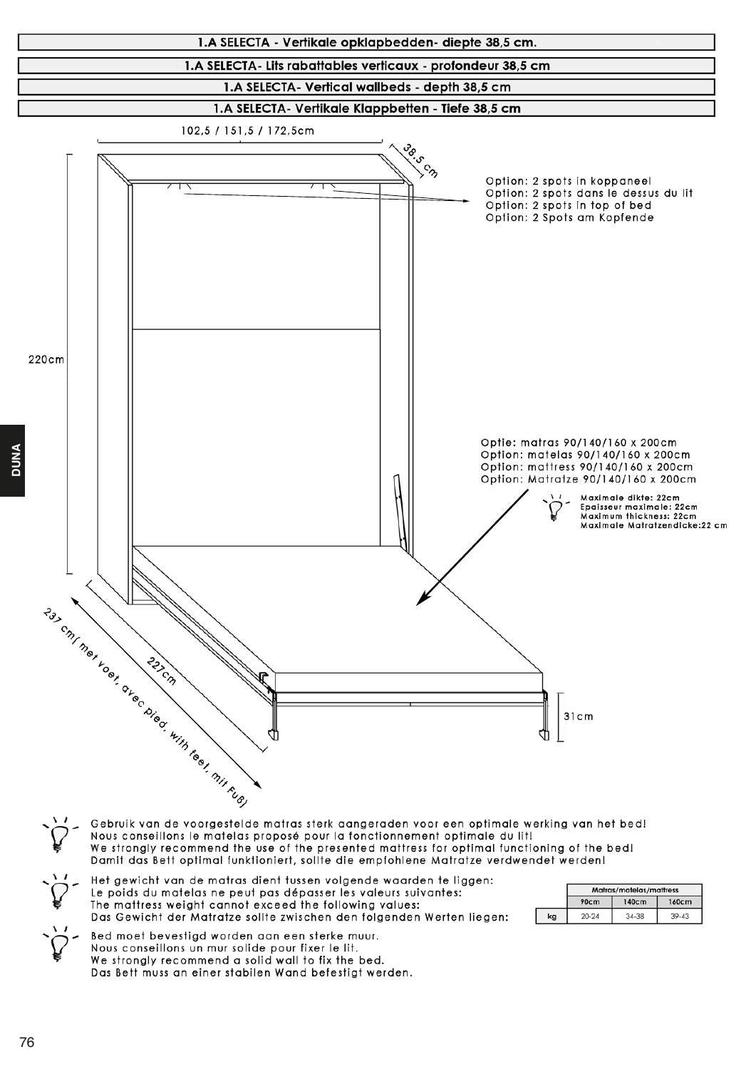# 1.A SELECTA - Vertikale opklapbedden- diepte 38,5 cm.

# 1.A SELECTA- Lits rabattables verticaux - profondeur 38,5 cm

# 1.A SELECTA- Vertical wallbeds - depth 38,5 cm

# 1.A SELECTA- Vertikale Klappbetten - Tiefe 38,5 cm

102,5 / 151,5 / 172,5cm

38,5 cm

Option: 2 spots in koppaneel
Option: 2 spots dans le dessus du lit
Option: 2 spots in top of bed
Option: 2 Spots am Kopfende

220cm

Optie: matras 90/140/160 x 200cm
Option: matelas 90/140/160 x 200cm
Option: mattress 90/140/160 x 200cm
Option: Matratze 90/140/160 x 200cm

Maximale dikte: 22cm
Epaisseur maximale: 22cm
Maximum thickness: 22cm
Maximale Matratzendicke:22 cm

237 cm( met voet, avec pied, with feet, mit Fuß)

227cm

31cm

Gebruik van de voorgestelde matras sterk aangeraden voor een optimale werking van het bed!
Nous conseillons le matelas proposé pour la fonctionnement optimale du lit!
We strongly recommend the use of the presented mattress for optimal functioning of the bed!
Damit das Bett optimal funktioniert, sollte die empfohlene Matratze verdwendet werden!

Het gewicht van de matras dient tussen volgende waarden te liggen:
Le poids du matelas ne peut pas dépasser les valeurs suivantes:
The mattress weight cannot exceed the following values:
Das Gewicht der Matratze sollte zwischen den folgenden Werten liegen:

| | Matras/matelas/mattress | | |
|---|---|---|---|
| | 90cm | 140cm | 160cm |
| kg | 20-24 | 34-38 | 39-43 |

Bed moet bevestigd worden aan een sterke muur.
Nous conseillons un mur solide pour fixer le lit.
We strongly recommend a solid wall to fix the bed.
Das Bett muss an einer stabilen Wand befestigt werden.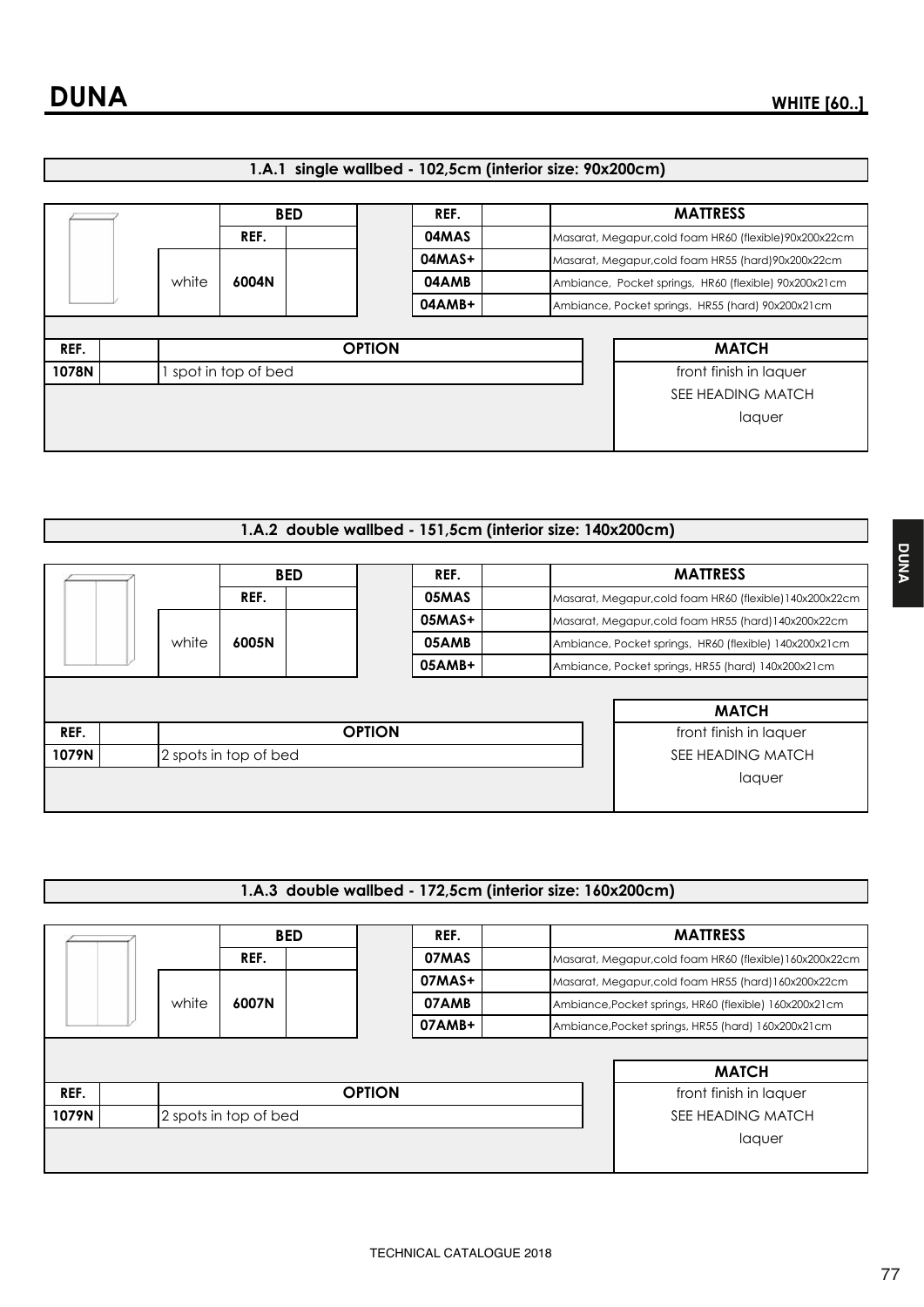# DUNA

**WHITE [60..]**

### 1.A.1 single wallbed - 102,5cm (interior size: 90x200cm)

| | BED | |
|---|---|---|
| | REF. | |
| white | 6004N | |

| REF. | | MATTRESS |
|---|---|---|
| 04MAS | | Masarat, Megapur,cold foam HR60 (flexible)90x200x22cm |
| 04MAS+ | | Masarat, Megapur,cold foam HR55 (hard)90x200x22cm |
| 04AMB | | Ambiance, Pocket springs, HR60 (flexible) 90x200x21cm |
| 04AMB+ | | Ambiance, Pocket springs, HR55 (hard) 90x200x21cm |

| REF. | | OPTION |
|---|---|---|
| 1078N | | 1 spot in top of bed |

| MATCH |
|---|
| front finish in laquer |
| SEE HEADING MATCH |
| laquer |

### 1.A.2 double wallbed - 151,5cm (interior size: 140x200cm)

| | BED | |
|---|---|---|
| | REF. | |
| white | 6005N | |

| REF. | | MATTRESS |
|---|---|---|
| 05MAS | | Masarat, Megapur,cold foam HR60 (flexible)140x200x22cm |
| 05MAS+ | | Masarat, Megapur,cold foam HR55 (hard)140x200x22cm |
| 05AMB | | Ambiance, Pocket springs, HR60 (flexible) 140x200x21cm |
| 05AMB+ | | Ambiance, Pocket springs, HR55 (hard) 140x200x21cm |

| REF. | | OPTION |
|---|---|---|
| 1079N | | 2 spots in top of bed |

| MATCH |
|---|
| front finish in laquer |
| SEE HEADING MATCH |
| laquer |

### 1.A.3 double wallbed - 172,5cm (interior size: 160x200cm)

| | BED | |
|---|---|---|
| | REF. | |
| white | 6007N | |

| REF. | | MATTRESS |
|---|---|---|
| 07MAS | | Masarat, Megapur,cold foam HR60 (flexible)160x200x22cm |
| 07MAS+ | | Masarat, Megapur,cold foam HR55 (hard)160x200x22cm |
| 07AMB | | Ambiance,Pocket springs, HR60 (flexible) 160x200x21cm |
| 07AMB+ | | Ambiance,Pocket springs, HR55 (hard) 160x200x21cm |

| REF. | | OPTION |
|---|---|---|
| 1079N | | 2 spots in top of bed |

| MATCH |
|---|
| front finish in laquer |
| SEE HEADING MATCH |
| laquer |

TECHNICAL CATALOGUE 2018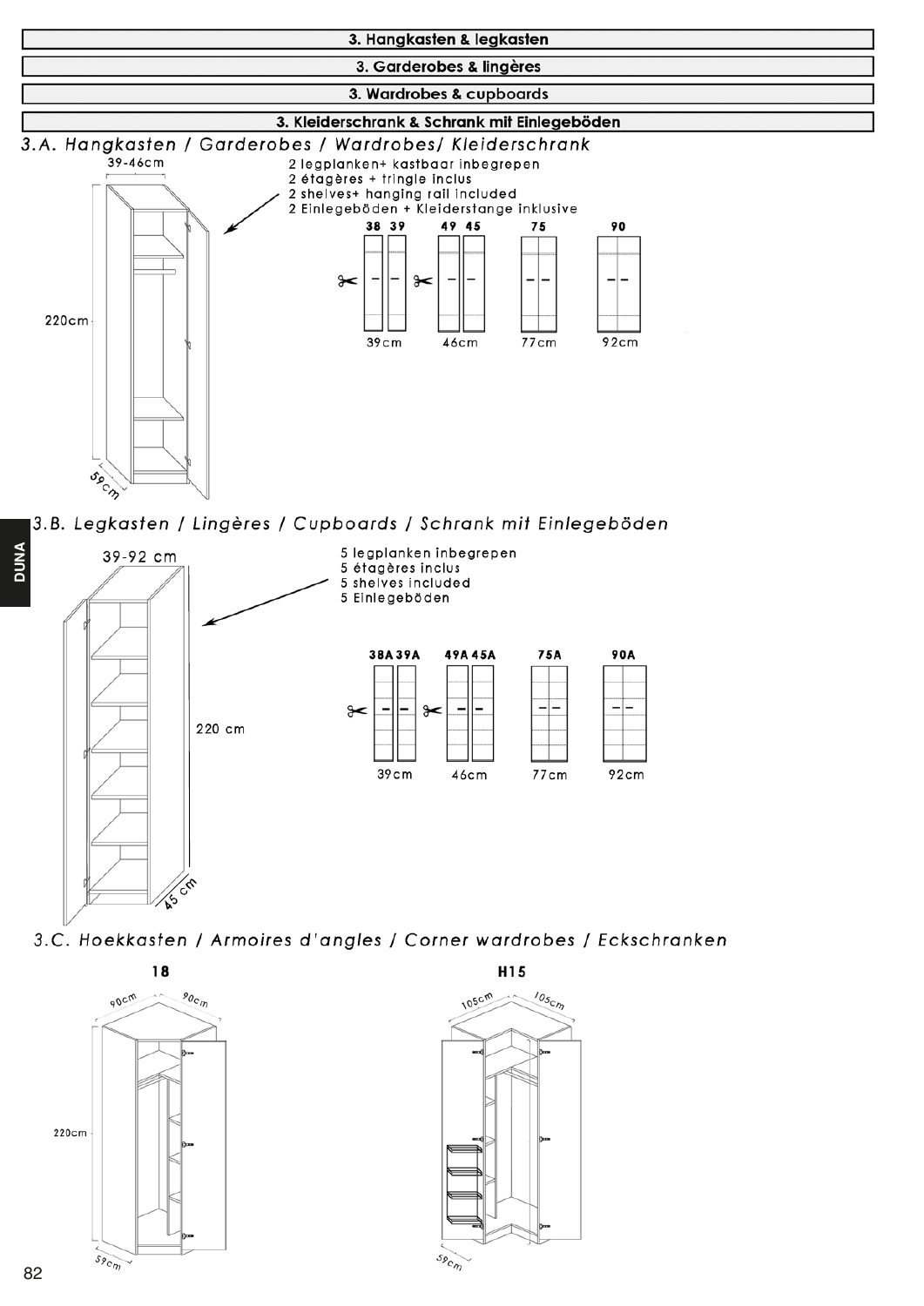# 3. Hangkasten & legkasten

# 3. Garderobes & lingères

# 3. Wardrobes & cupboards

# 3. Kleiderschrank & Schrank mit Einlegeböden

## *3.A. Hangkasten / Garderobes / Wardrobes/ Kleiderschrank*

39-46cm

220cm

59cm

2 legplanken+ kastbaar inbegrepen
2 étagères + tringle inclus
2 shelves+ hanging rail included
2 Einlegeböden + Kleiderstange inklusive

| 38 39 | 49 45 | 75 | 90 |
|---|---|---|---|
| 39cm | 46cm | 77cm | 92cm |

## *3.B. Legkasten / Lingères / Cupboards / Schrank mit Einlegeböden*

39-92 cm

220 cm

45 cm

5 legplanken inbegrepen
5 étagères inclus
5 shelves included
5 Einlegeböden

| 38A 39A | 49A 45A | 75A | 90A |
|---|---|---|---|
| 39cm | 46cm | 77cm | 92cm |

## *3.C. Hoekkasten / Armoires d'angles / Corner wardrobes / Eckschranken*

**18**

90cm 90cm

220cm

59cm

**H15**

105cm 105cm

59cm

DUNA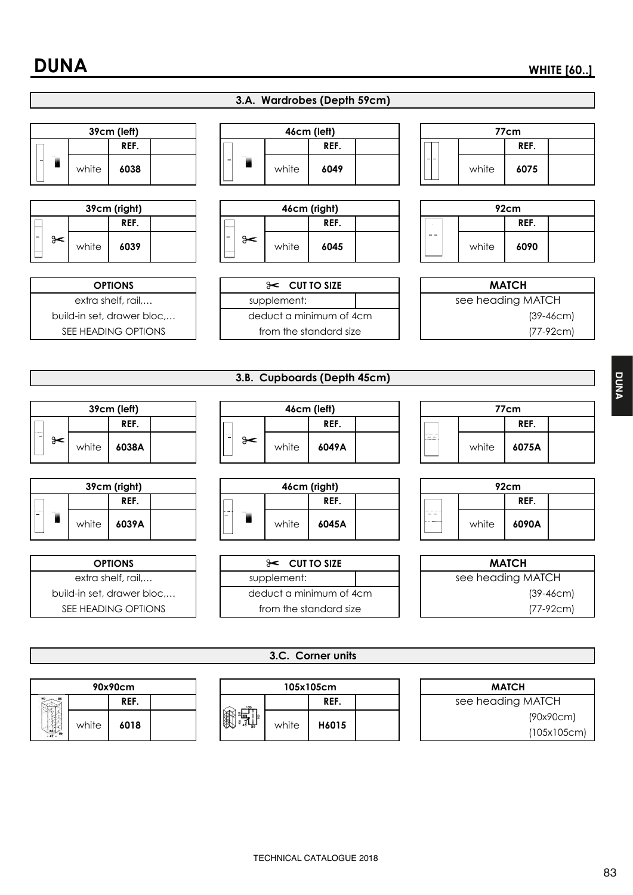# DUNA

**WHITE [60..]**

## 3.A. Wardrobes (Depth 59cm)

| 39cm (left) | | | |
|---|---|---|---|
| | | REF. | |
| | white | 6038 | |

| 46cm (left) | | | |
|---|---|---|---|
| | | REF. | |
| | white | 6049 | |

| 77cm | | | |
|---|---|---|---|
| | | REF. | |
| | white | 6075 | |

| 39cm (right) | | | |
|---|---|---|---|
| | | REF. | |
| ✂ | white | 6039 | |

| 46cm (right) | | | |
|---|---|---|---|
| | | REF. | |
| ✂ | white | 6045 | |

| 92cm | | | |
|---|---|---|---|
| | | REF. | |
| | white | 6090 | |

| OPTIONS |
|---|
| extra shelf, rail,… |
| build-in set, drawer bloc,… |
| SEE HEADING OPTIONS |

| ✂ CUT TO SIZE | |
|---|---|
| supplement: | |
| deduct a minimum of 4cm | |
| from the standard size | |

| MATCH |
|---|
| see heading MATCH |
| (39-46cm) |
| (77-92cm) |

## 3.B. Cupboards (Depth 45cm)

| 39cm (left) | | | |
|---|---|---|---|
| | | REF. | |
| ✂ | white | 6038A | |

| 46cm (left) | | | |
|---|---|---|---|
| | | REF. | |
| ✂ | white | 6049A | |

| 77cm | | | |
|---|---|---|---|
| | | REF. | |
| | white | 6075A | |

| 39cm (right) | | | |
|---|---|---|---|
| | | REF. | |
| | white | 6039A | |

| 46cm (right) | | | |
|---|---|---|---|
| | | REF. | |
| | white | 6045A | |

| 92cm | | | |
|---|---|---|---|
| | | REF. | |
| | white | 6090A | |

| OPTIONS |
|---|
| extra shelf, rail,… |
| build-in set, drawer bloc,… |
| SEE HEADING OPTIONS |

| ✂ CUT TO SIZE | |
|---|---|
| supplement: | |
| deduct a minimum of 4cm | |
| from the standard size | |

| MATCH |
|---|
| see heading MATCH |
| (39-46cm) |
| (77-92cm) |

## 3.C. Corner units

| 90x90cm | | | |
|---|---|---|---|
| | | REF. | |
| | white | 6018 | |

| 105x105cm | | | |
|---|---|---|---|
| | | REF. | |
| | white | H6015 | |

| MATCH |
|---|
| see heading MATCH |
| (90x90cm) |
| (105x105cm) |

TECHNICAL CATALOGUE 2018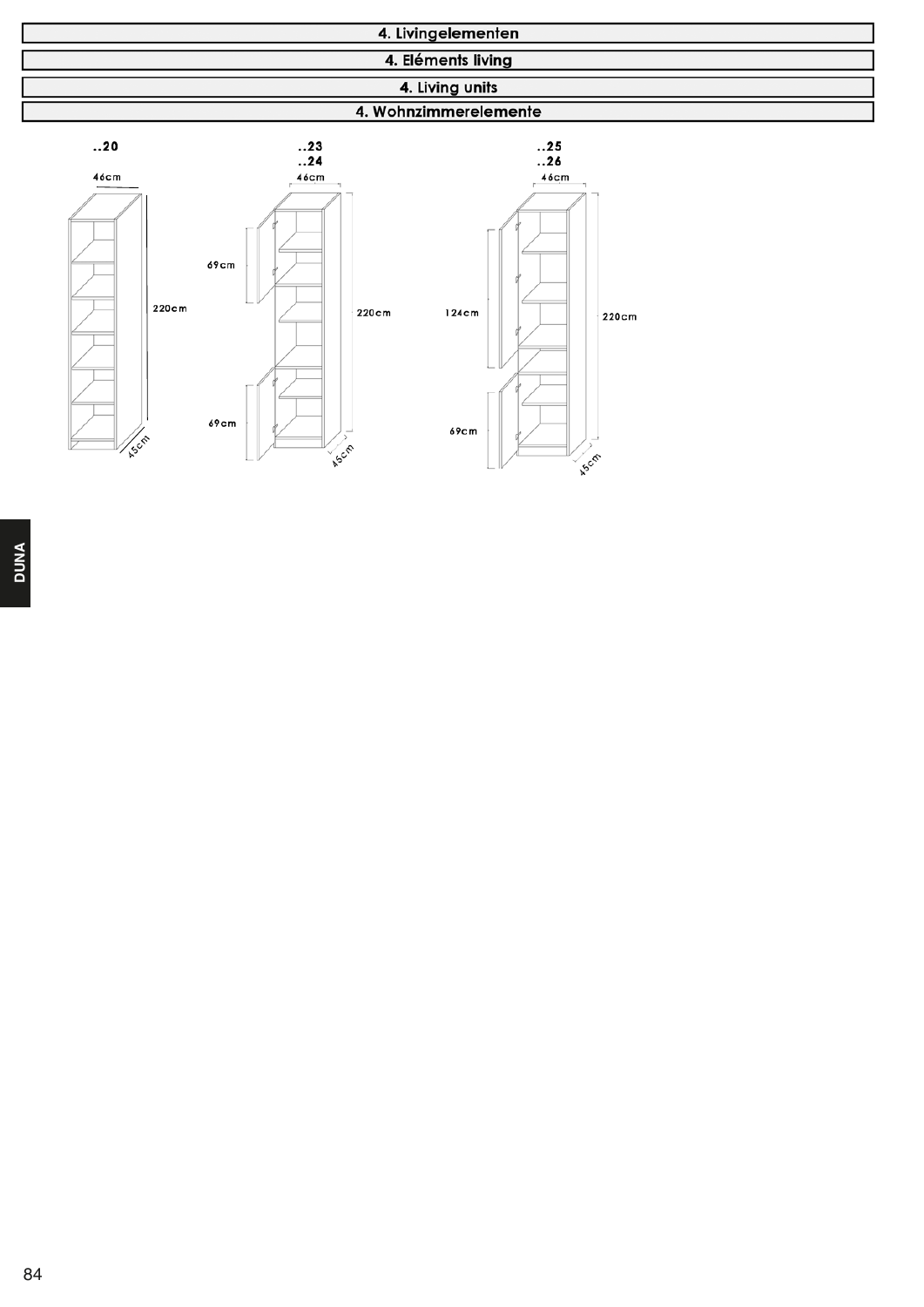# 4. Livingelementen

# 4. Eléments living

# 4. Living units

# 4. Wohnzimmerelemente

..20

46cm

220cm

45cm

..23
..24

46cm

69cm

220cm

69cm

45cm

..25
..26

46cm

124cm

220cm

69cm

45cm

DUNA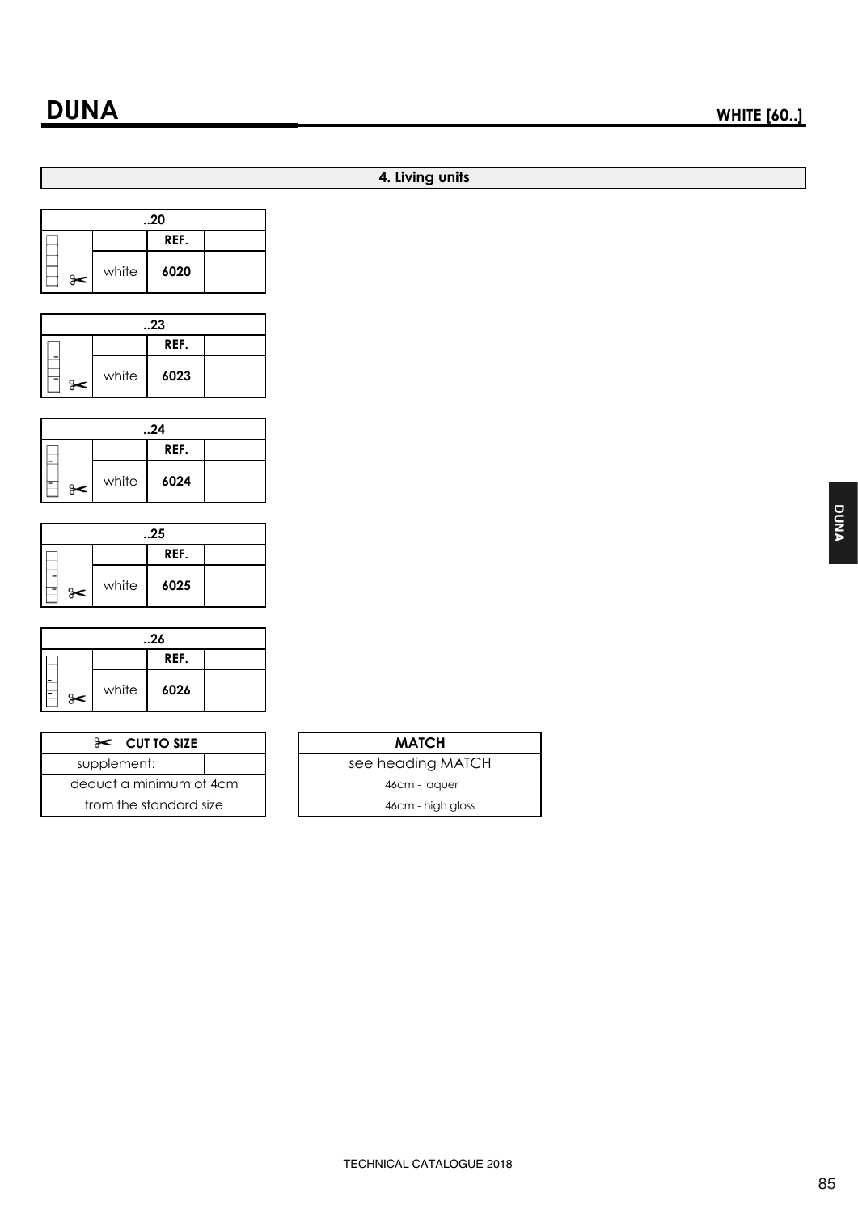## 4. Living units

| ..20 | | | |
|---|---|---|---|
| | | REF. | |
| ✂ | white | 6020 | |

| ..23 | | | |
|---|---|---|---|
| | | REF. | |
| ✂ | white | 6023 | |

| ..24 | | | |
|---|---|---|---|
| | | REF. | |
| ✂ | white | 6024 | |

| ..25 | | | |
|---|---|---|---|
| | | REF. | |
| ✂ | white | 6025 | |

| ..26 | | | |
|---|---|---|---|
| | | REF. | |
| ✂ | white | 6026 | |

| ✂ CUT TO SIZE | |
|---|---|
| supplement: | |
| deduct a minimum of 4cm from the standard size | |

| MATCH |
|---|
| see heading MATCH |
| 46cm - laquer |
| 46cm - high gloss |